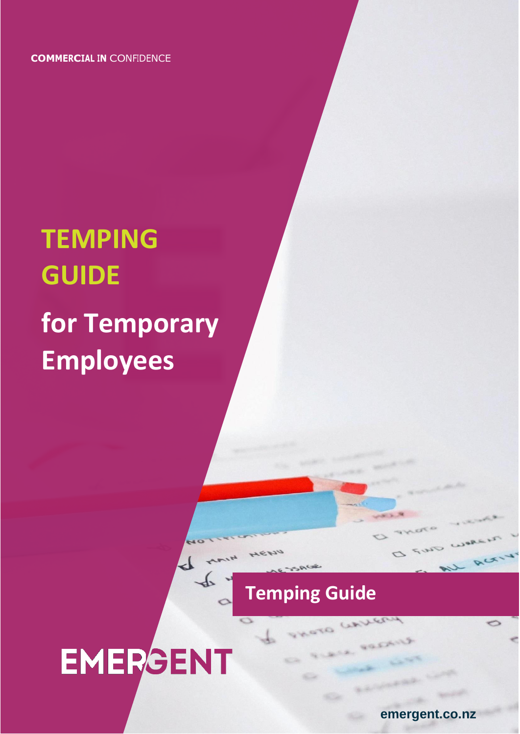**COMMERCIAL IN CONFIDENCE**

# TEMPING GUIDE

## for Temporary Employees

**Temping Guide**

EMERGENT

emergent.co.nz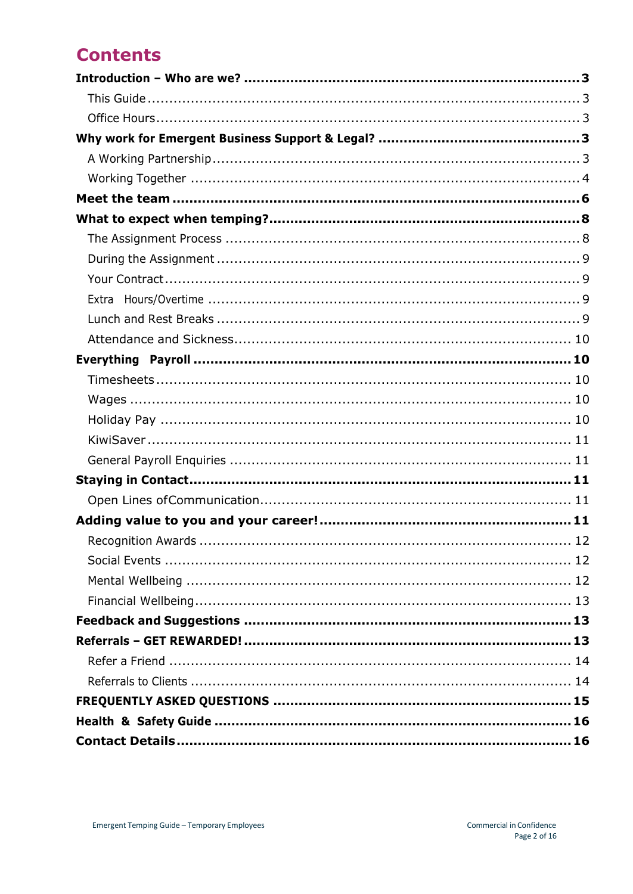# Contents

**Introduction – Who are we? ........................................................................ 3**

This Guide ........................................................................ 3

Office Hours ........................................................................ 3

**Why work for Emergent Business Support & Legal? ........................................................................ 3**

A Working Partnership ........................................................................ 3

Working Together ........................................................................ 4

**Meet the team ........................................................................ 6**

**What to expect when temping? ........................................................................ 8**

The Assignment Process ........................................................................ 8

During the Assignment ........................................................................ 9

Your Contract ........................................................................ 9

Extra Hours/Overtime ........................................................................ 9

Lunch and Rest Breaks ........................................................................ 9

Attendance and Sickness ........................................................................ 10

**Everything Payroll ........................................................................ 10**

Timesheets ........................................................................ 10

Wages ........................................................................ 10

Holiday Pay ........................................................................ 10

KiwiSaver ........................................................................ 11

General Payroll Enquiries ........................................................................ 11

**Staying in Contact ........................................................................ 11**

Open Lines of Communication ........................................................................ 11

**Adding value to you and your career! ........................................................................ 11**

Recognition Awards ........................................................................ 12

Social Events ........................................................................ 12

Mental Wellbeing ........................................................................ 12

Financial Wellbeing ........................................................................ 13

**Feedback and Suggestions ........................................................................ 13**

**Referrals – GET REWARDED! ........................................................................ 13**

Refer a Friend ........................................................................ 14

Referrals to Clients ........................................................................ 14

**FREQUENTLY ASKED QUESTIONS ........................................................................ 15**

**Health & Safety Guide ........................................................................ 16**

**Contact Details ........................................................................ 16**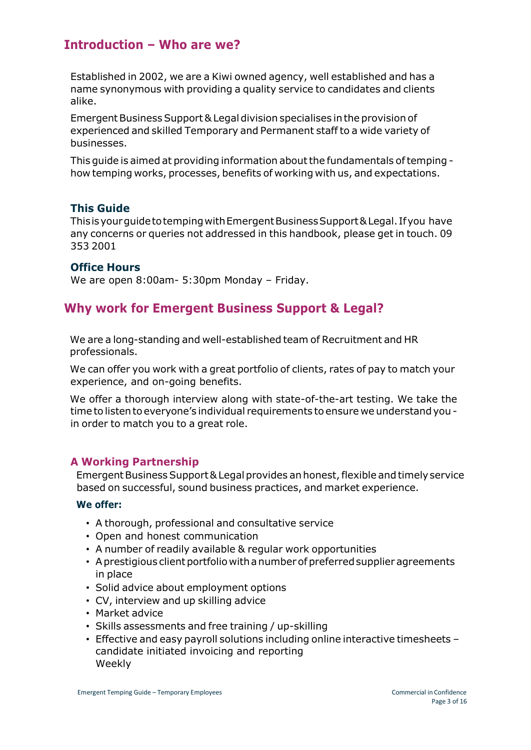## Introduction – Who are we?

Established in 2002, we are a Kiwi owned agency, well established and has a name synonymous with providing a quality service to candidates and clients alike.

Emergent Business Support & Legal division specialises in the provision of experienced and skilled Temporary and Permanent staff to a wide variety of businesses.

This guide is aimed at providing information about the fundamentals of temping - how temping works, processes, benefits of working with us, and expectations.

### This Guide

This is your guide to temping with Emergent Business Support & Legal. If you have any concerns or queries not addressed in this handbook, please get in touch. 09 353 2001

### Office Hours

We are open 8:00am- 5:30pm Monday – Friday.

## Why work for Emergent Business Support & Legal?

We are a long-standing and well-established team of Recruitment and HR professionals.

We can offer you work with a great portfolio of clients, rates of pay to match your experience, and on-going benefits.

We offer a thorough interview along with state-of-the-art testing. We take the time to listen to everyone's individual requirements to ensure we understand you - in order to match you to a great role.

### A Working Partnership

Emergent Business Support & Legal provides an honest, flexible and timely service based on successful, sound business practices, and market experience.

**We offer:**

- A thorough, professional and consultative service
- Open and honest communication
- A number of readily available & regular work opportunities
- A prestigious client portfolio with a number of preferred supplier agreements in place
- Solid advice about employment options
- CV, interview and up skilling advice
- Market advice
- Skills assessments and free training / up-skilling
- Effective and easy payroll solutions including online interactive timesheets – candidate initiated invoicing and reporting
  Weekly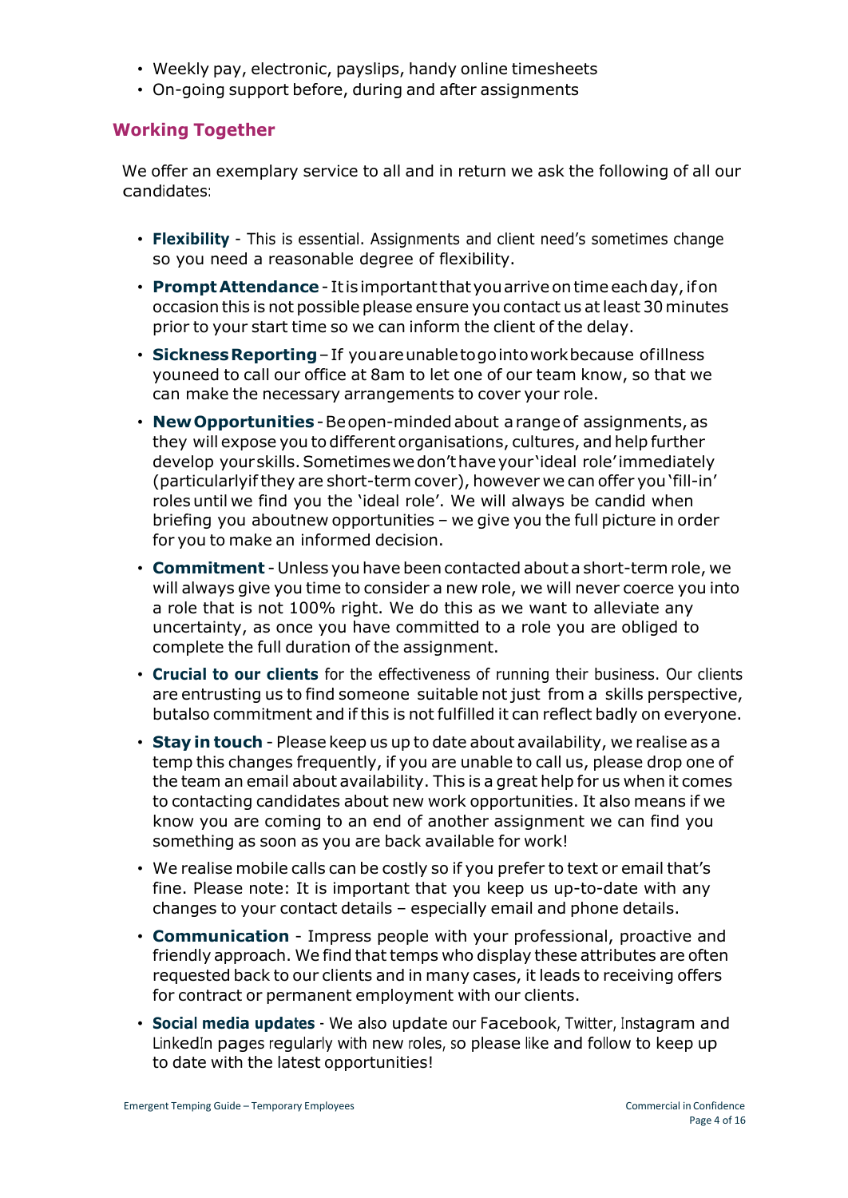- Weekly pay, electronic, payslips, handy online timesheets
- On-going support before, during and after assignments

## Working Together

We offer an exemplary service to all and in return we ask the following of all our candidates:

- **Flexibility** - This is essential. Assignments and client need's sometimes change so you need a reasonable degree of flexibility.
- **Prompt Attendance** - It is important that you arrive on time each day, if on occasion this is not possible please ensure you contact us at least 30 minutes prior to your start time so we can inform the client of the delay.
- **Sickness Reporting** – If you are unable to go into work because of illness youneed to call our office at 8am to let one of our team know, so that we can make the necessary arrangements to cover your role.
- **New Opportunities** - Be open-minded about a range of assignments, as they will expose you to different organisations, cultures, and help further develop your skills. Sometimes we don't have your 'ideal role' immediately (particularlyif they are short-term cover), however we can offer you 'fill-in' roles until we find you the 'ideal role'. We will always be candid when briefing you aboutnew opportunities – we give you the full picture in order for you to make an informed decision.
- **Commitment** - Unless you have been contacted about a short-term role, we will always give you time to consider a new role, we will never coerce you into a role that is not 100% right. We do this as we want to alleviate any uncertainty, as once you have committed to a role you are obliged to complete the full duration of the assignment.
- **Crucial to our clients** for the effectiveness of running their business. Our clients are entrusting us to find someone suitable not just from a skills perspective, butalso commitment and if this is not fulfilled it can reflect badly on everyone.
- **Stay in touch** - Please keep us up to date about availability, we realise as a temp this changes frequently, if you are unable to call us, please drop one of the team an email about availability. This is a great help for us when it comes to contacting candidates about new work opportunities. It also means if we know you are coming to an end of another assignment we can find you something as soon as you are back available for work!
- We realise mobile calls can be costly so if you prefer to text or email that's fine. Please note: It is important that you keep us up-to-date with any changes to your contact details – especially email and phone details.
- **Communication** - Impress people with your professional, proactive and friendly approach. We find that temps who display these attributes are often requested back to our clients and in many cases, it leads to receiving offers for contract or permanent employment with our clients.
- **Social media updates** - We also update our Facebook, Twitter, Instagram and LinkedIn pages regularly with new roles, so please like and follow to keep up to date with the latest opportunities!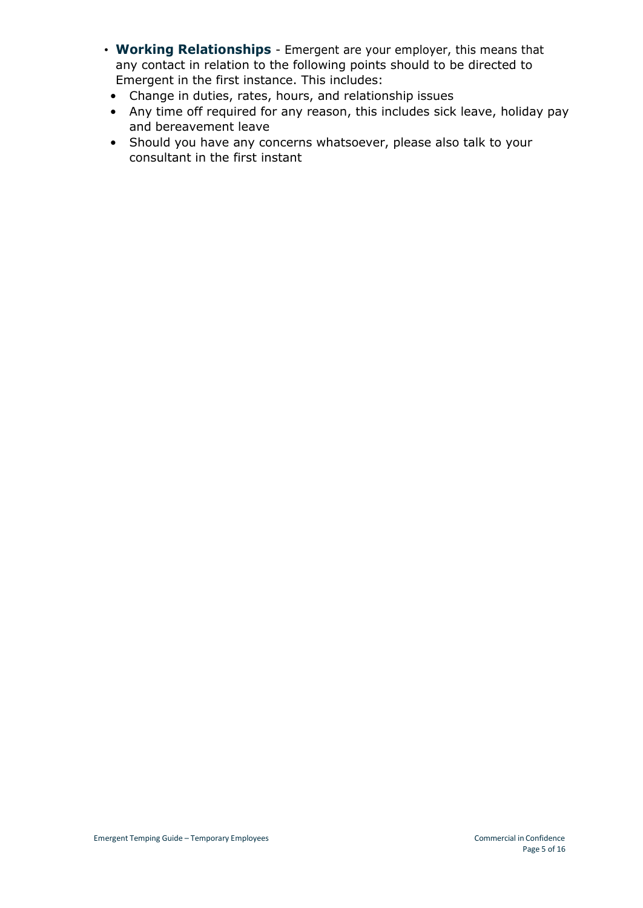- **Working Relationships** - Emergent are your employer, this means that any contact in relation to the following points should to be directed to Emergent in the first instance. This includes:
  - Change in duties, rates, hours, and relationship issues
  - Any time off required for any reason, this includes sick leave, holiday pay and bereavement leave
  - Should you have any concerns whatsoever, please also talk to your consultant in the first instant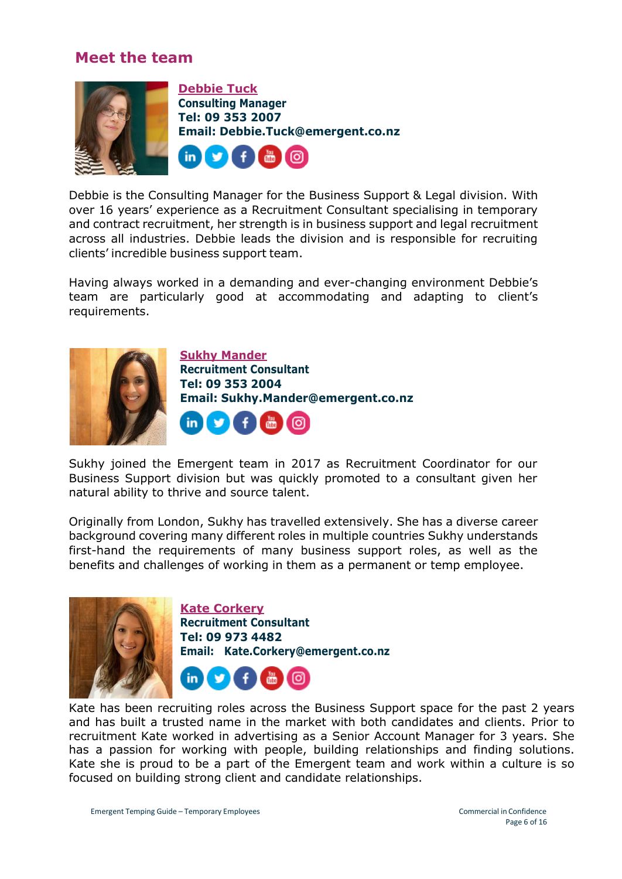## Meet the team

### Debbie Tuck

**Consulting Manager**
**Tel: 09 353 2007**
**Email: Debbie.Tuck@emergent.co.nz**

Debbie is the Consulting Manager for the Business Support & Legal division. With over 16 years' experience as a Recruitment Consultant specialising in temporary and contract recruitment, her strength is in business support and legal recruitment across all industries. Debbie leads the division and is responsible for recruiting clients' incredible business support team.

Having always worked in a demanding and ever-changing environment Debbie's team are particularly good at accommodating and adapting to client's requirements.

### Sukhy Mander

**Recruitment Consultant**
**Tel: 09 353 2004**
**Email: Sukhy.Mander@emergent.co.nz**

Sukhy joined the Emergent team in 2017 as Recruitment Coordinator for our Business Support division but was quickly promoted to a consultant given her natural ability to thrive and source talent.

Originally from London, Sukhy has travelled extensively. She has a diverse career background covering many different roles in multiple countries Sukhy understands first-hand the requirements of many business support roles, as well as the benefits and challenges of working in them as a permanent or temp employee.

### Kate Corkery

**Recruitment Consultant**
**Tel: 09 973 4482**
**Email: Kate.Corkery@emergent.co.nz**

Kate has been recruiting roles across the Business Support space for the past 2 years and has built a trusted name in the market with both candidates and clients. Prior to recruitment Kate worked in advertising as a Senior Account Manager for 3 years. She has a passion for working with people, building relationships and finding solutions. Kate she is proud to be a part of the Emergent team and work within a culture is so focused on building strong client and candidate relationships.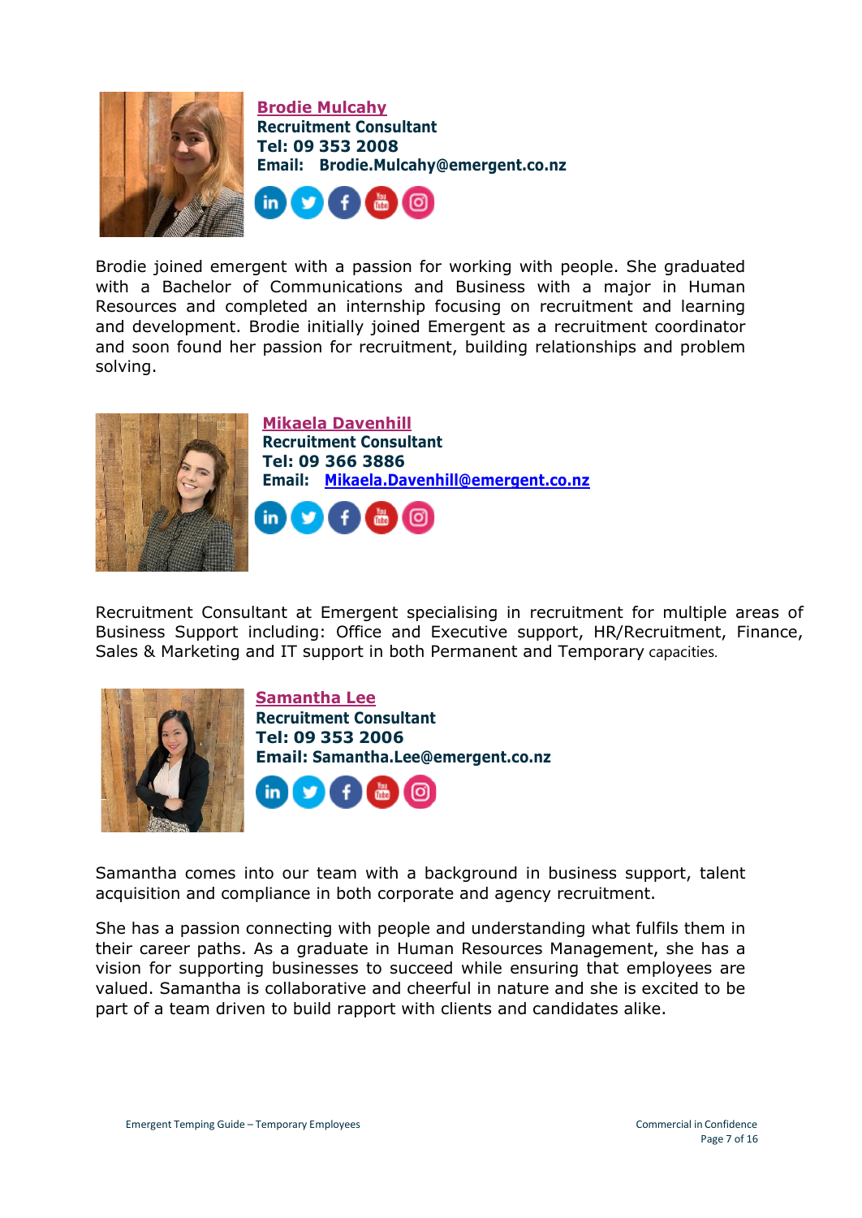**Brodie Mulcahy**
**Recruitment Consultant**
**Tel: 09 353 2008**
**Email: Brodie.Mulcahy@emergent.co.nz**

Brodie joined emergent with a passion for working with people. She graduated with a Bachelor of Communications and Business with a major in Human Resources and completed an internship focusing on recruitment and learning and development. Brodie initially joined Emergent as a recruitment coordinator and soon found her passion for recruitment, building relationships and problem solving.

**Mikaela Davenhill**
**Recruitment Consultant**
**Tel: 09 366 3886**
**Email: Mikaela.Davenhill@emergent.co.nz**

Recruitment Consultant at Emergent specialising in recruitment for multiple areas of Business Support including: Office and Executive support, HR/Recruitment, Finance, Sales & Marketing and IT support in both Permanent and Temporary capacities.

**Samantha Lee**
**Recruitment Consultant**
**Tel: 09 353 2006**
**Email: Samantha.Lee@emergent.co.nz**

Samantha comes into our team with a background in business support, talent acquisition and compliance in both corporate and agency recruitment.

She has a passion connecting with people and understanding what fulfils them in their career paths. As a graduate in Human Resources Management, she has a vision for supporting businesses to succeed while ensuring that employees are valued. Samantha is collaborative and cheerful in nature and she is excited to be part of a team driven to build rapport with clients and candidates alike.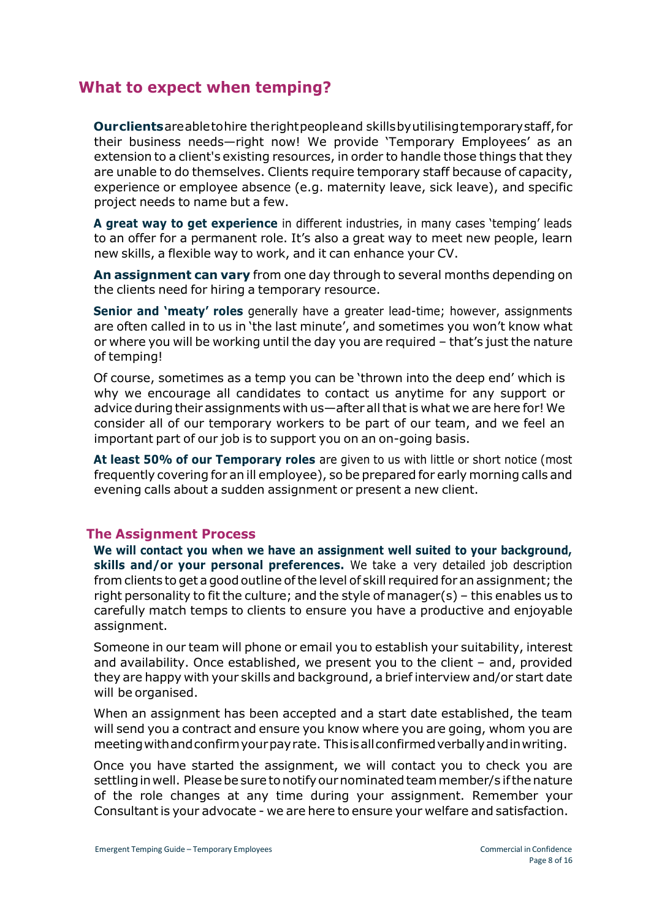## What to expect when temping?

**Our clients** are able to hire the right people and skills by utilising temporary staff, for their business needs—right now! We provide 'Temporary Employees' as an extension to a client's existing resources, in order to handle those things that they are unable to do themselves. Clients require temporary staff because of capacity, experience or employee absence (e.g. maternity leave, sick leave), and specific project needs to name but a few.

**A great way to get experience** in different industries, in many cases 'temping' leads to an offer for a permanent role. It's also a great way to meet new people, learn new skills, a flexible way to work, and it can enhance your CV.

**An assignment can vary** from one day through to several months depending on the clients need for hiring a temporary resource.

**Senior and 'meaty' roles** generally have a greater lead-time; however, assignments are often called in to us in 'the last minute', and sometimes you won't know what or where you will be working until the day you are required – that's just the nature of temping!

Of course, sometimes as a temp you can be 'thrown into the deep end' which is why we encourage all candidates to contact us anytime for any support or advice during their assignments with us—after all that is what we are here for! We consider all of our temporary workers to be part of our team, and we feel an important part of our job is to support you on an on-going basis.

**At least 50% of our Temporary roles** are given to us with little or short notice (most frequently covering for an ill employee), so be prepared for early morning calls and evening calls about a sudden assignment or present a new client.

### The Assignment Process

**We will contact you when we have an assignment well suited to your background, skills and/or your personal preferences.** We take a very detailed job description from clients to get a good outline of the level of skill required for an assignment; the right personality to fit the culture; and the style of manager(s) – this enables us to carefully match temps to clients to ensure you have a productive and enjoyable assignment.

Someone in our team will phone or email you to establish your suitability, interest and availability. Once established, we present you to the client – and, provided they are happy with your skills and background, a brief interview and/or start date will be organised.

When an assignment has been accepted and a start date established, the team will send you a contract and ensure you know where you are going, whom you are meeting with and confirm your pay rate. This is all confirmed verbally and in writing.

Once you have started the assignment, we will contact you to check you are settling in well. Please be sure to notify our nominated team member/s if the nature of the role changes at any time during your assignment. Remember your Consultant is your advocate - we are here to ensure your welfare and satisfaction.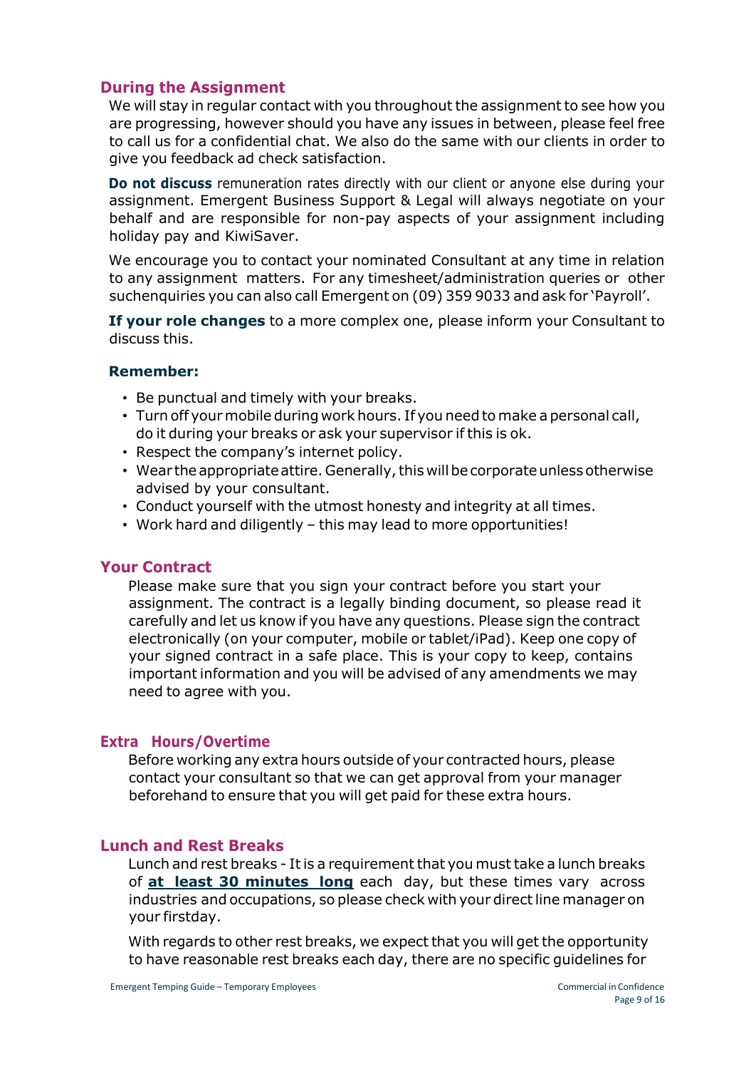## During the Assignment

We will stay in regular contact with you throughout the assignment to see how you are progressing, however should you have any issues in between, please feel free to call us for a confidential chat. We also do the same with our clients in order to give you feedback ad check satisfaction.

**Do not discuss** remuneration rates directly with our client or anyone else during your assignment. Emergent Business Support & Legal will always negotiate on your behalf and are responsible for non-pay aspects of your assignment including holiday pay and KiwiSaver.

We encourage you to contact your nominated Consultant at any time in relation to any assignment matters. For any timesheet/administration queries or other suchenquiries you can also call Emergent on (09) 359 9033 and ask for 'Payroll'.

**If your role changes** to a more complex one, please inform your Consultant to discuss this.

**Remember:**

- Be punctual and timely with your breaks.
- Turn off your mobile during work hours. If you need to make a personal call, do it during your breaks or ask your supervisor if this is ok.
- Respect the company's internet policy.
- Wear the appropriate attire. Generally, this will be corporate unless otherwise advised by your consultant.
- Conduct yourself with the utmost honesty and integrity at all times.
- Work hard and diligently – this may lead to more opportunities!

## Your Contract

Please make sure that you sign your contract before you start your assignment. The contract is a legally binding document, so please read it carefully and let us know if you have any questions. Please sign the contract electronically (on your computer, mobile or tablet/iPad). Keep one copy of your signed contract in a safe place. This is your copy to keep, contains important information and you will be advised of any amendments we may need to agree with you.

## Extra Hours/Overtime

Before working any extra hours outside of your contracted hours, please contact your consultant so that we can get approval from your manager beforehand to ensure that you will get paid for these extra hours.

## Lunch and Rest Breaks

Lunch and rest breaks - It is a requirement that you must take a lunch breaks of **at least 30 minutes long** each day, but these times vary across industries and occupations, so please check with your direct line manager on your firstday.

With regards to other rest breaks, we expect that you will get the opportunity to have reasonable rest breaks each day, there are no specific guidelines for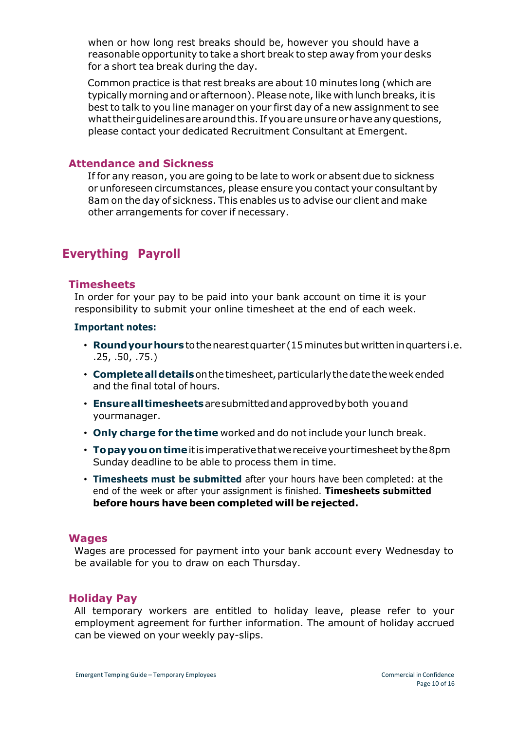when or how long rest breaks should be, however you should have a reasonable opportunity to take a short break to step away from your desks for a short tea break during the day.

Common practice is that rest breaks are about 10 minutes long (which are typically morning and or afternoon). Please note, like with lunch breaks, it is best to talk to you line manager on your first day of a new assignment to see what their guidelines are around this. If you are unsure or have any questions, please contact your dedicated Recruitment Consultant at Emergent.

### Attendance and Sickness

If for any reason, you are going to be late to work or absent due to sickness or unforeseen circumstances, please ensure you contact your consultant by 8am on the day of sickness. This enables us to advise our client and make other arrangements for cover if necessary.

## Everything Payroll

### Timesheets

In order for your pay to be paid into your bank account on time it is your responsibility to submit your online timesheet at the end of each week.

**Important notes:**

- **Round your hours** to the nearest quarter (15 minutes but written in quarters i.e. .25, .50, .75.)
- **Complete all details** on the timesheet, particularly the date the week ended and the final total of hours.
- **Ensure all timesheets** are submitted and approved by both you and yourmanager.
- **Only charge for the time** worked and do not include your lunch break.
- **To pay you on time** it is imperative that we receive your timesheet by the 8pm Sunday deadline to be able to process them in time.
- **Timesheets must be submitted** after your hours have been completed: at the end of the week or after your assignment is finished. **Timesheets submitted before hours have been completed will be rejected.**

### Wages

Wages are processed for payment into your bank account every Wednesday to be available for you to draw on each Thursday.

### Holiday Pay

All temporary workers are entitled to holiday leave, please refer to your employment agreement for further information. The amount of holiday accrued can be viewed on your weekly pay-slips.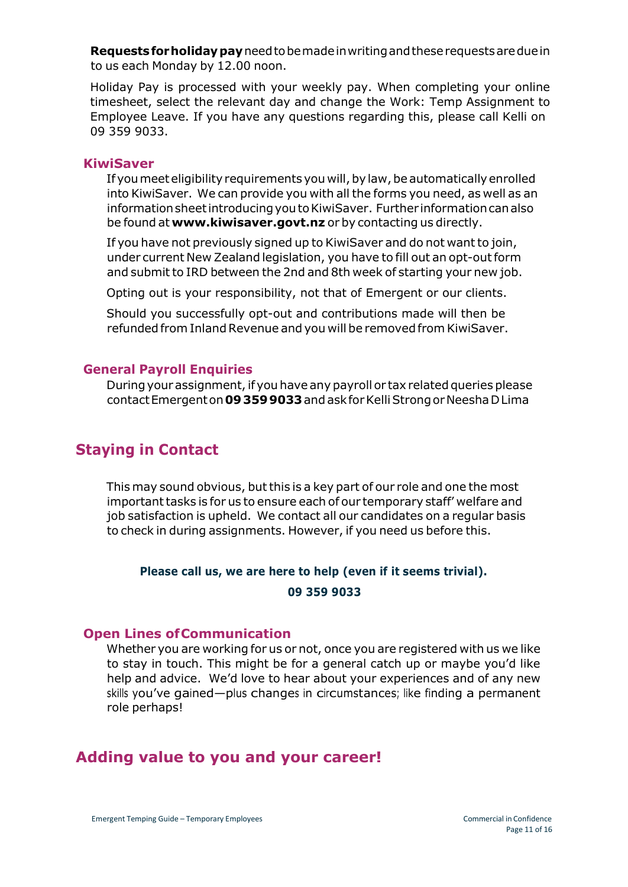**Requests for holiday pay** need to be made in writing and these requests are due in to us each Monday by 12.00 noon.

Holiday Pay is processed with your weekly pay. When completing your online timesheet, select the relevant day and change the Work: Temp Assignment to Employee Leave. If you have any questions regarding this, please call Kelli on 09 359 9033.

### KiwiSaver

If you meet eligibility requirements you will, by law, be automatically enrolled into KiwiSaver. We can provide you with all the forms you need, as well as an information sheet introducing you to KiwiSaver. Further information can also be found at **www.kiwisaver.govt.nz** or by contacting us directly.

If you have not previously signed up to KiwiSaver and do not want to join, under current New Zealand legislation, you have to fill out an opt-out form and submit to IRD between the 2nd and 8th week of starting your new job.

Opting out is your responsibility, not that of Emergent or our clients.

Should you successfully opt-out and contributions made will then be refunded from Inland Revenue and you will be removed from KiwiSaver.

### General Payroll Enquiries

During your assignment, if you have any payroll or tax related queries please contact Emergent on **09 359 9033** and ask for Kelli Strong or Neesha D Lima

## Staying in Contact

This may sound obvious, but this is a key part of our role and one the most important tasks is for us to ensure each of our temporary staff' welfare and job satisfaction is upheld. We contact all our candidates on a regular basis to check in during assignments. However, if you need us before this.

**Please call us, we are here to help (even if it seems trivial).**

**09 359 9033**

### Open Lines of Communication

Whether you are working for us or not, once you are registered with us we like to stay in touch. This might be for a general catch up or maybe you'd like help and advice. We'd love to hear about your experiences and of any new skills you've gained—plus changes in circumstances; like finding a permanent role perhaps!

## Adding value to you and your career!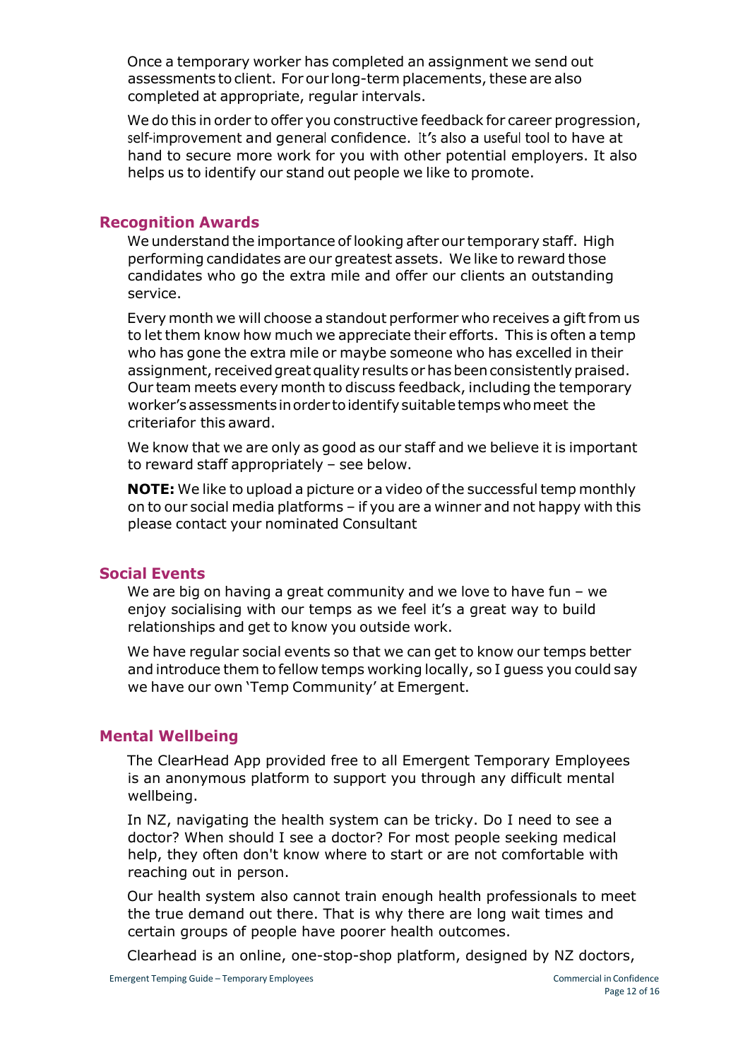Once a temporary worker has completed an assignment we send out assessments to client. For our long-term placements, these are also completed at appropriate, regular intervals.

We do this in order to offer you constructive feedback for career progression, self-improvement and general confidence. It's also a useful tool to have at hand to secure more work for you with other potential employers. It also helps us to identify our stand out people we like to promote.

## Recognition Awards

We understand the importance of looking after our temporary staff. High performing candidates are our greatest assets. We like to reward those candidates who go the extra mile and offer our clients an outstanding service.

Every month we will choose a standout performer who receives a gift from us to let them know how much we appreciate their efforts. This is often a temp who has gone the extra mile or maybe someone who has excelled in their assignment, received great quality results or has been consistently praised. Our team meets every month to discuss feedback, including the temporary worker's assessments in order to identify suitable temps who meet the criteriafor this award.

We know that we are only as good as our staff and we believe it is important to reward staff appropriately – see below.

**NOTE:** We like to upload a picture or a video of the successful temp monthly on to our social media platforms – if you are a winner and not happy with this please contact your nominated Consultant

## Social Events

We are big on having a great community and we love to have fun – we enjoy socialising with our temps as we feel it's a great way to build relationships and get to know you outside work.

We have regular social events so that we can get to know our temps better and introduce them to fellow temps working locally, so I guess you could say we have our own 'Temp Community' at Emergent.

## Mental Wellbeing

The ClearHead App provided free to all Emergent Temporary Employees is an anonymous platform to support you through any difficult mental wellbeing.

In NZ, navigating the health system can be tricky. Do I need to see a doctor? When should I see a doctor? For most people seeking medical help, they often don't know where to start or are not comfortable with reaching out in person.

Our health system also cannot train enough health professionals to meet the true demand out there. That is why there are long wait times and certain groups of people have poorer health outcomes.

Clearhead is an online, one-stop-shop platform, designed by NZ doctors,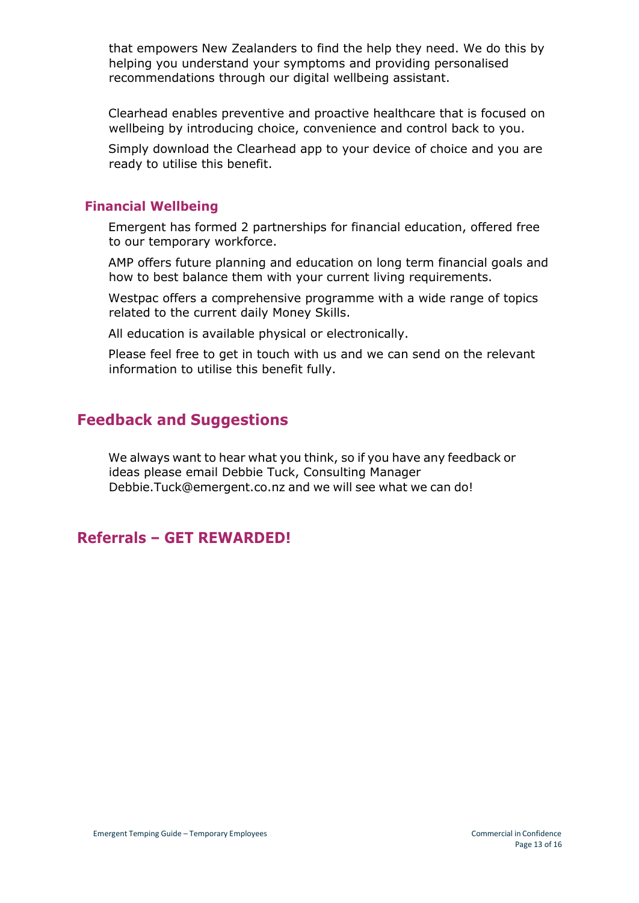that empowers New Zealanders to find the help they need. We do this by helping you understand your symptoms and providing personalised recommendations through our digital wellbeing assistant.

Clearhead enables preventive and proactive healthcare that is focused on wellbeing by introducing choice, convenience and control back to you.

Simply download the Clearhead app to your device of choice and you are ready to utilise this benefit.

### Financial Wellbeing

Emergent has formed 2 partnerships for financial education, offered free to our temporary workforce.

AMP offers future planning and education on long term financial goals and how to best balance them with your current living requirements.

Westpac offers a comprehensive programme with a wide range of topics related to the current daily Money Skills.

All education is available physical or electronically.

Please feel free to get in touch with us and we can send on the relevant information to utilise this benefit fully.

## Feedback and Suggestions

We always want to hear what you think, so if you have any feedback or ideas please email Debbie Tuck, Consulting Manager Debbie.Tuck@emergent.co.nz and we will see what we can do!

## Referrals – GET REWARDED!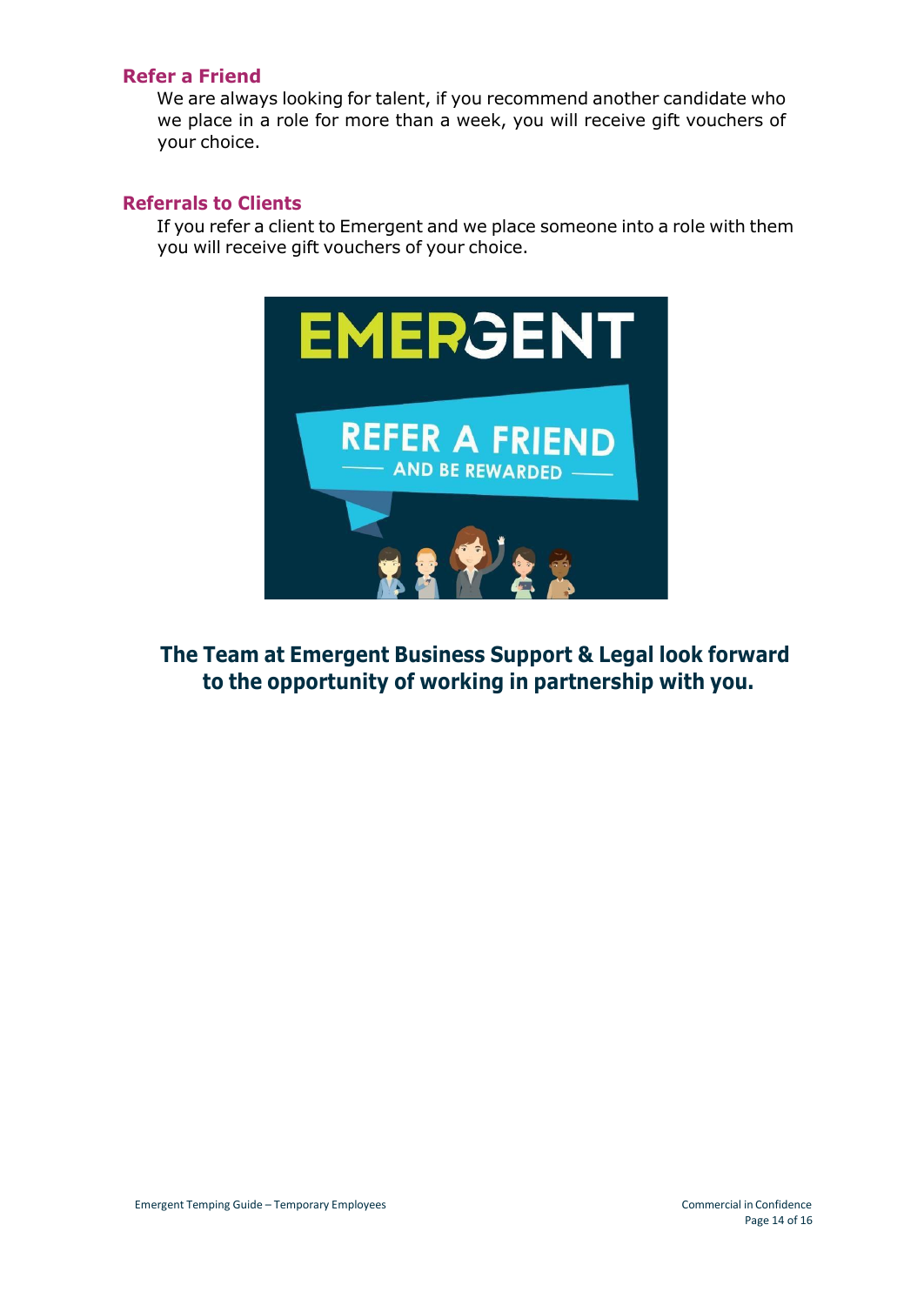## Refer a Friend

We are always looking for talent, if you recommend another candidate who we place in a role for more than a week, you will receive gift vouchers of your choice.

## Referrals to Clients

If you refer a client to Emergent and we place someone into a role with them you will receive gift vouchers of your choice.

**The Team at Emergent Business Support & Legal look forward to the opportunity of working in partnership with you.**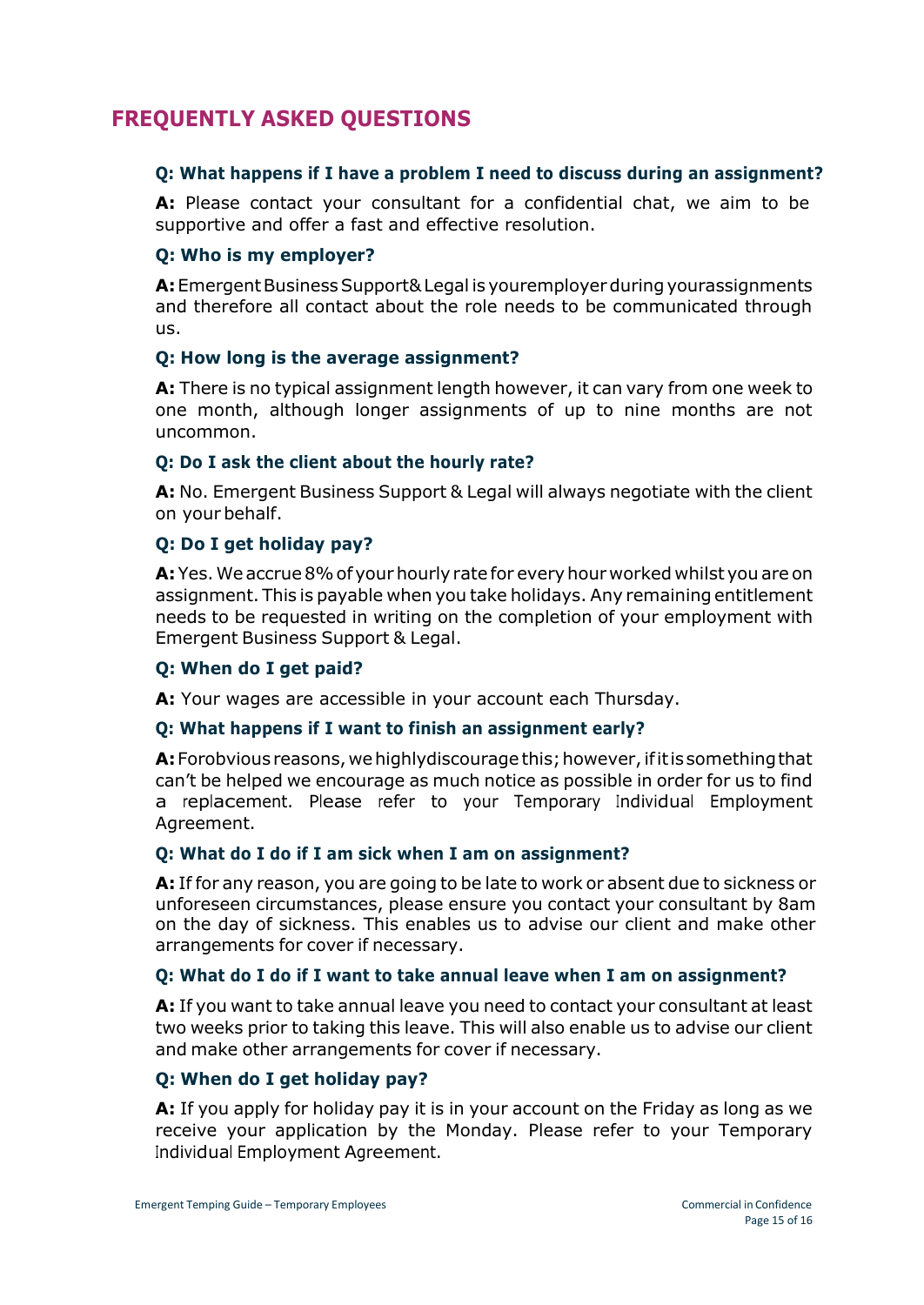## FREQUENTLY ASKED QUESTIONS

### Q: What happens if I have a problem I need to discuss during an assignment?

**A:** Please contact your consultant for a confidential chat, we aim to be supportive and offer a fast and effective resolution.

### Q: Who is my employer?

**A:** Emergent Business Support & Legal is your employer during your assignments and therefore all contact about the role needs to be communicated through us.

### Q: How long is the average assignment?

**A:** There is no typical assignment length however, it can vary from one week to one month, although longer assignments of up to nine months are not uncommon.

### Q: Do I ask the client about the hourly rate?

**A:** No. Emergent Business Support & Legal will always negotiate with the client on your behalf.

### Q: Do I get holiday pay?

**A:** Yes. We accrue 8% of your hourly rate for every hour worked whilst you are on assignment. This is payable when you take holidays. Any remaining entitlement needs to be requested in writing on the completion of your employment with Emergent Business Support & Legal.

### Q: When do I get paid?

**A:** Your wages are accessible in your account each Thursday.

### Q: What happens if I want to finish an assignment early?

**A:** For obvious reasons, we highly discourage this; however, if it is something that can't be helped we encourage as much notice as possible in order for us to find a replacement. Please refer to your Temporary Individual Employment Agreement.

### Q: What do I do if I am sick when I am on assignment?

**A:** If for any reason, you are going to be late to work or absent due to sickness or unforeseen circumstances, please ensure you contact your consultant by 8am on the day of sickness. This enables us to advise our client and make other arrangements for cover if necessary.

### Q: What do I do if I want to take annual leave when I am on assignment?

**A:** If you want to take annual leave you need to contact your consultant at least two weeks prior to taking this leave. This will also enable us to advise our client and make other arrangements for cover if necessary.

### Q: When do I get holiday pay?

**A:** If you apply for holiday pay it is in your account on the Friday as long as we receive your application by the Monday. Please refer to your Temporary Individual Employment Agreement.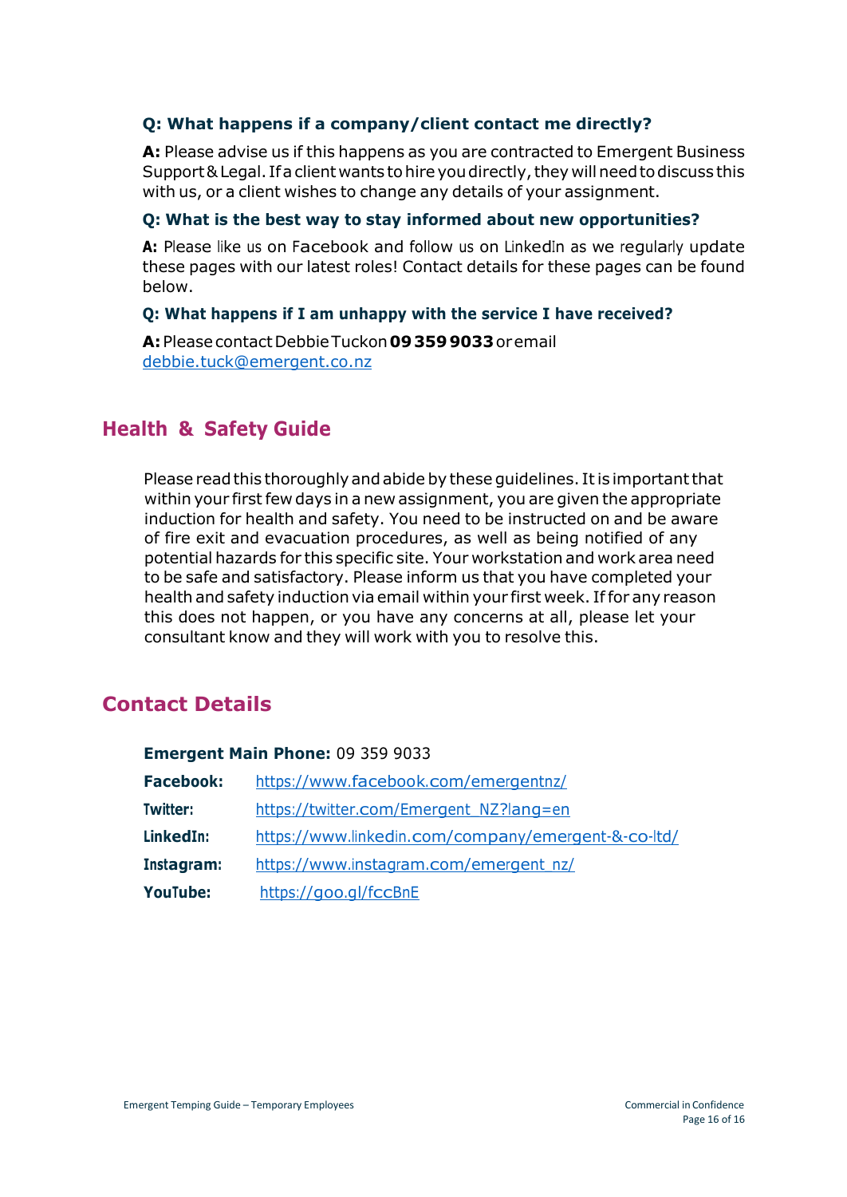**Q: What happens if a company/client contact me directly?**

**A:** Please advise us if this happens as you are contracted to Emergent Business Support & Legal. If a client wants to hire you directly, they will need to discuss this with us, or a client wishes to change any details of your assignment.

**Q: What is the best way to stay informed about new opportunities?**

**A:** Please like us on Facebook and follow us on LinkedIn as we regularly update these pages with our latest roles! Contact details for these pages can be found below.

**Q: What happens if I am unhappy with the service I have received?**

**A:** Please contact Debbie Tuck on **09 359 9033** or email debbie.tuck@emergent.co.nz

## Health & Safety Guide

Please read this thoroughly and abide by these guidelines. It is important that within your first few days in a new assignment, you are given the appropriate induction for health and safety. You need to be instructed on and be aware of fire exit and evacuation procedures, as well as being notified of any potential hazards for this specific site. Your workstation and work area need to be safe and satisfactory. Please inform us that you have completed your health and safety induction via email within your first week. If for any reason this does not happen, or you have any concerns at all, please let your consultant know and they will work with you to resolve this.

## Contact Details

**Emergent Main Phone:** 09 359 9033

| | |
|---|---|
| **Facebook:** | https://www.facebook.com/emergentnz/ |
| **Twitter:** | https://twitter.com/Emergent_NZ?lang=en |
| **LinkedIn:** | https://www.linkedin.com/company/emergent-&-co-ltd/ |
| **Instagram:** | https://www.instagram.com/emergent_nz/ |
| **YouTube:** | https://goo.gl/fccBnE |